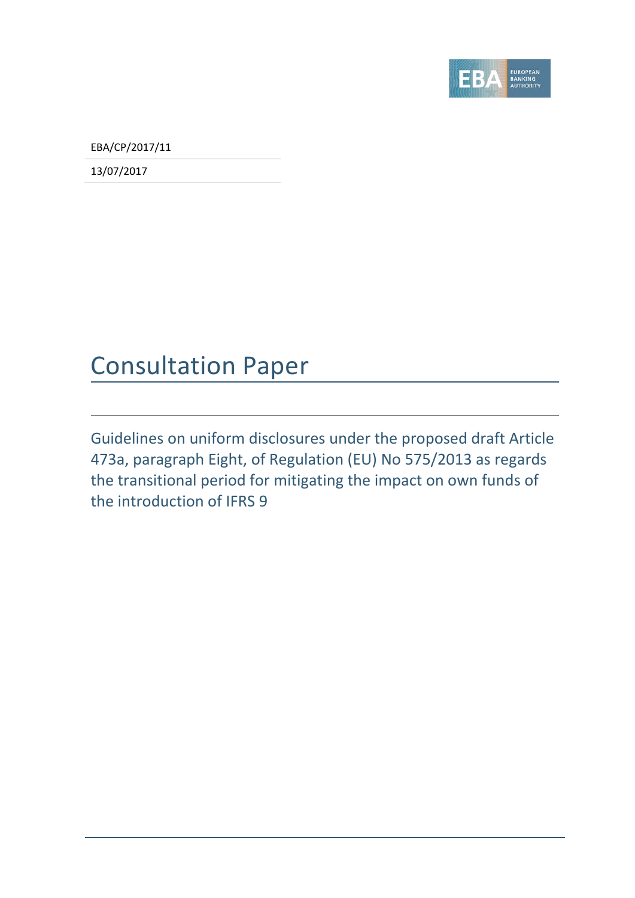EBA/CP/2017/11

13/07/2017

# Consultation Paper

## Guidelines on uniform disclosures under the proposed draft Article 473a, paragraph Eight, of Regulation (EU) No 575/2013 as regards the transitional period for mitigating the impact on own funds of the introduction of IFRS 9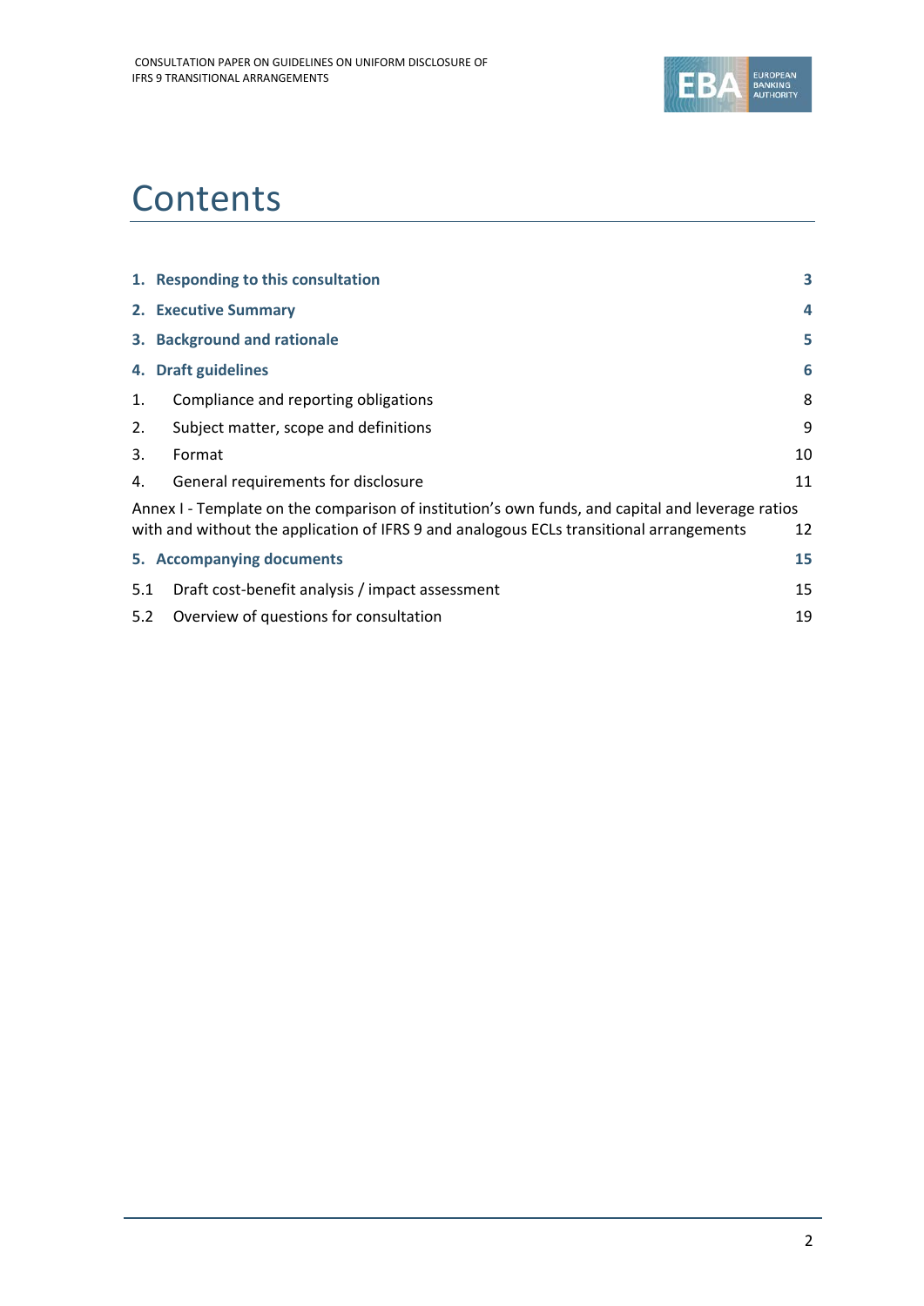# Contents

| | | |
|---|---|---|
| **1.** | **Responding to this consultation** | **3** |
| **2.** | **Executive Summary** | **4** |
| **3.** | **Background and rationale** | **5** |
| **4.** | **Draft guidelines** | **6** |
| 1. | Compliance and reporting obligations | 8 |
| 2. | Subject matter, scope and definitions | 9 |
| 3. | Format | 10 |
| 4. | General requirements for disclosure | 11 |
| | Annex I - Template on the comparison of institution's own funds, and capital and leverage ratios with and without the application of IFRS 9 and analogous ECLs transitional arrangements | 12 |
| **5.** | **Accompanying documents** | **15** |
| 5.1 | Draft cost-benefit analysis / impact assessment | 15 |
| 5.2 | Overview of questions for consultation | 19 |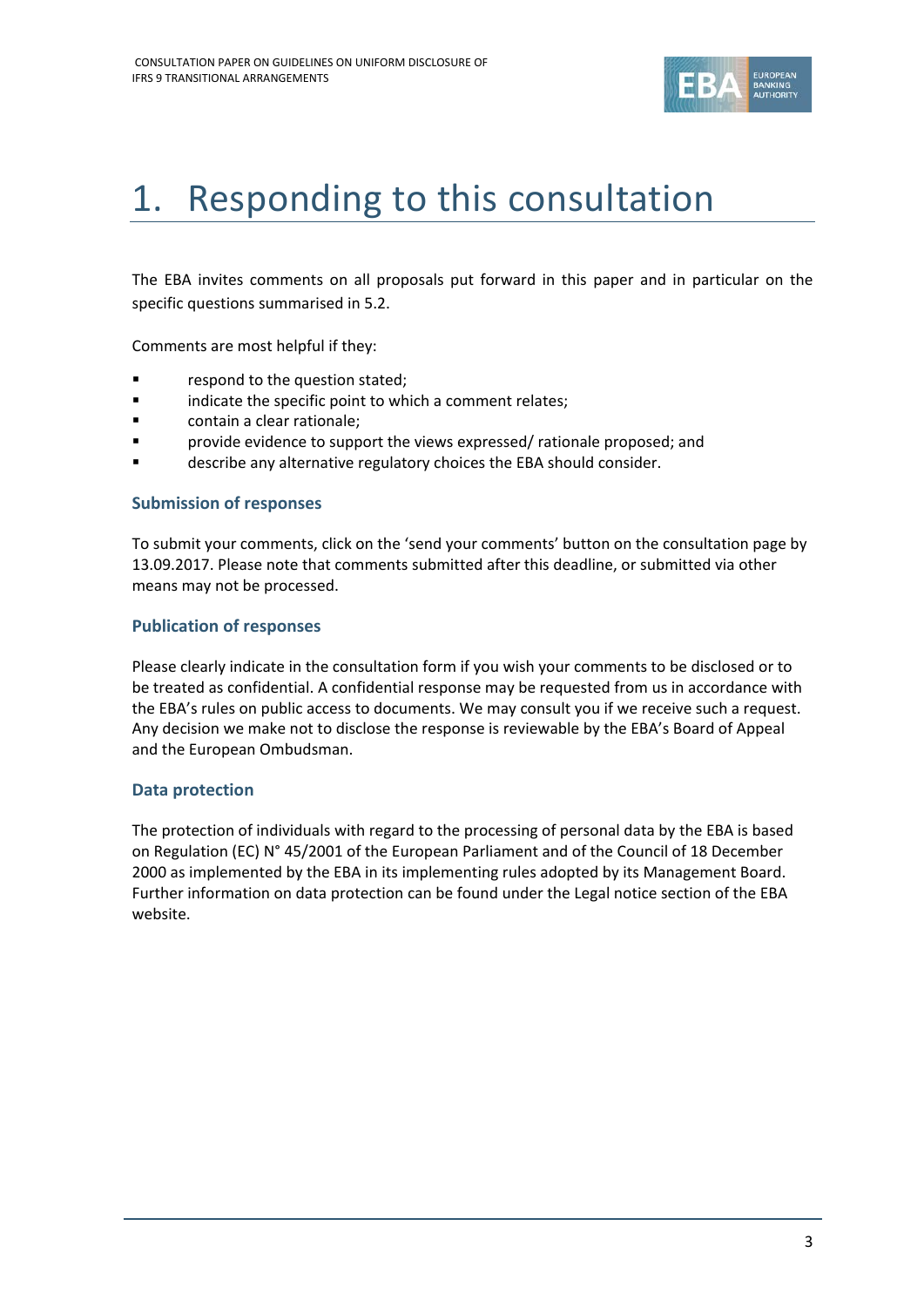# 1. Responding to this consultation

The EBA invites comments on all proposals put forward in this paper and in particular on the specific questions summarised in 5.2.

Comments are most helpful if they:

- respond to the question stated;
- indicate the specific point to which a comment relates;
- contain a clear rationale;
- provide evidence to support the views expressed/ rationale proposed; and
- describe any alternative regulatory choices the EBA should consider.

### Submission of responses

To submit your comments, click on the 'send your comments' button on the consultation page by 13.09.2017. Please note that comments submitted after this deadline, or submitted via other means may not be processed.

### Publication of responses

Please clearly indicate in the consultation form if you wish your comments to be disclosed or to be treated as confidential. A confidential response may be requested from us in accordance with the EBA's rules on public access to documents. We may consult you if we receive such a request. Any decision we make not to disclose the response is reviewable by the EBA's Board of Appeal and the European Ombudsman.

### Data protection

The protection of individuals with regard to the processing of personal data by the EBA is based on Regulation (EC) N° 45/2001 of the European Parliament and of the Council of 18 December 2000 as implemented by the EBA in its implementing rules adopted by its Management Board. Further information on data protection can be found under the Legal notice section of the EBA website.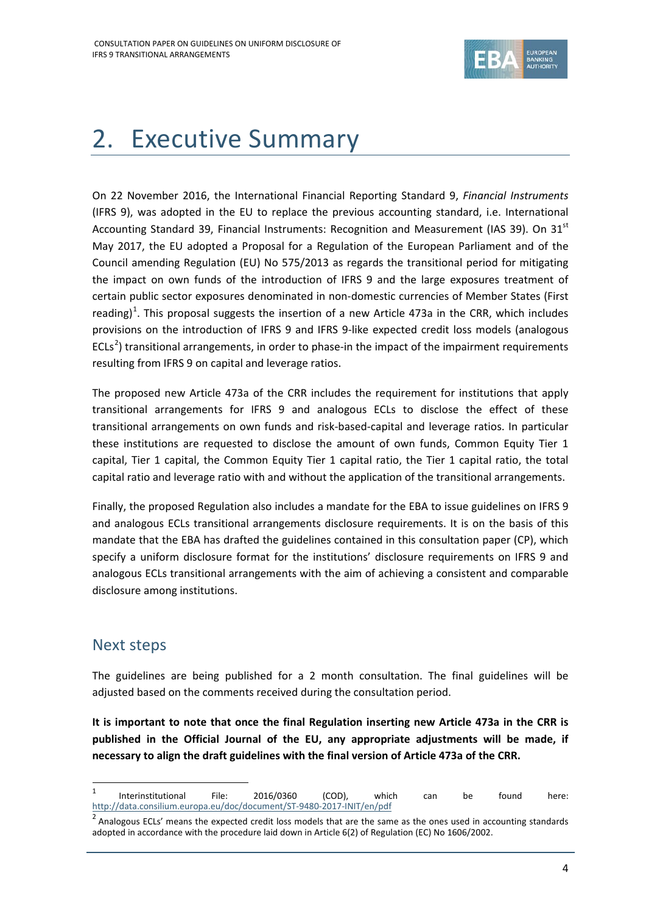# 2. Executive Summary

On 22 November 2016, the International Financial Reporting Standard 9, *Financial Instruments* (IFRS 9), was adopted in the EU to replace the previous accounting standard, i.e. International Accounting Standard 39, Financial Instruments: Recognition and Measurement (IAS 39). On 31st May 2017, the EU adopted a Proposal for a Regulation of the European Parliament and of the Council amending Regulation (EU) No 575/2013 as regards the transitional period for mitigating the impact on own funds of the introduction of IFRS 9 and the large exposures treatment of certain public sector exposures denominated in non-domestic currencies of Member States (First reading)[1]. This proposal suggests the insertion of a new Article 473a in the CRR, which includes provisions on the introduction of IFRS 9 and IFRS 9-like expected credit loss models (analogous ECLs[2]) transitional arrangements, in order to phase-in the impact of the impairment requirements resulting from IFRS 9 on capital and leverage ratios.

The proposed new Article 473a of the CRR includes the requirement for institutions that apply transitional arrangements for IFRS 9 and analogous ECLs to disclose the effect of these transitional arrangements on own funds and risk-based-capital and leverage ratios. In particular these institutions are requested to disclose the amount of own funds, Common Equity Tier 1 capital, Tier 1 capital, the Common Equity Tier 1 capital ratio, the Tier 1 capital ratio, the total capital ratio and leverage ratio with and without the application of the transitional arrangements.

Finally, the proposed Regulation also includes a mandate for the EBA to issue guidelines on IFRS 9 and analogous ECLs transitional arrangements disclosure requirements. It is on the basis of this mandate that the EBA has drafted the guidelines contained in this consultation paper (CP), which specify a uniform disclosure format for the institutions' disclosure requirements on IFRS 9 and analogous ECLs transitional arrangements with the aim of achieving a consistent and comparable disclosure among institutions.

## Next steps

The guidelines are being published for a 2 month consultation. The final guidelines will be adjusted based on the comments received during the consultation period.

**It is important to note that once the final Regulation inserting new Article 473a in the CRR is published in the Official Journal of the EU, any appropriate adjustments will be made, if necessary to align the draft guidelines with the final version of Article 473a of the CRR.**

---

[1] Interinstitutional File: 2016/0360 (COD), which can be found here: http://data.consilium.europa.eu/doc/document/ST-9480-2017-INIT/en/pdf

[2] Analogous ECLs' means the expected credit loss models that are the same as the ones used in accounting standards adopted in accordance with the procedure laid down in Article 6(2) of Regulation (EC) No 1606/2002.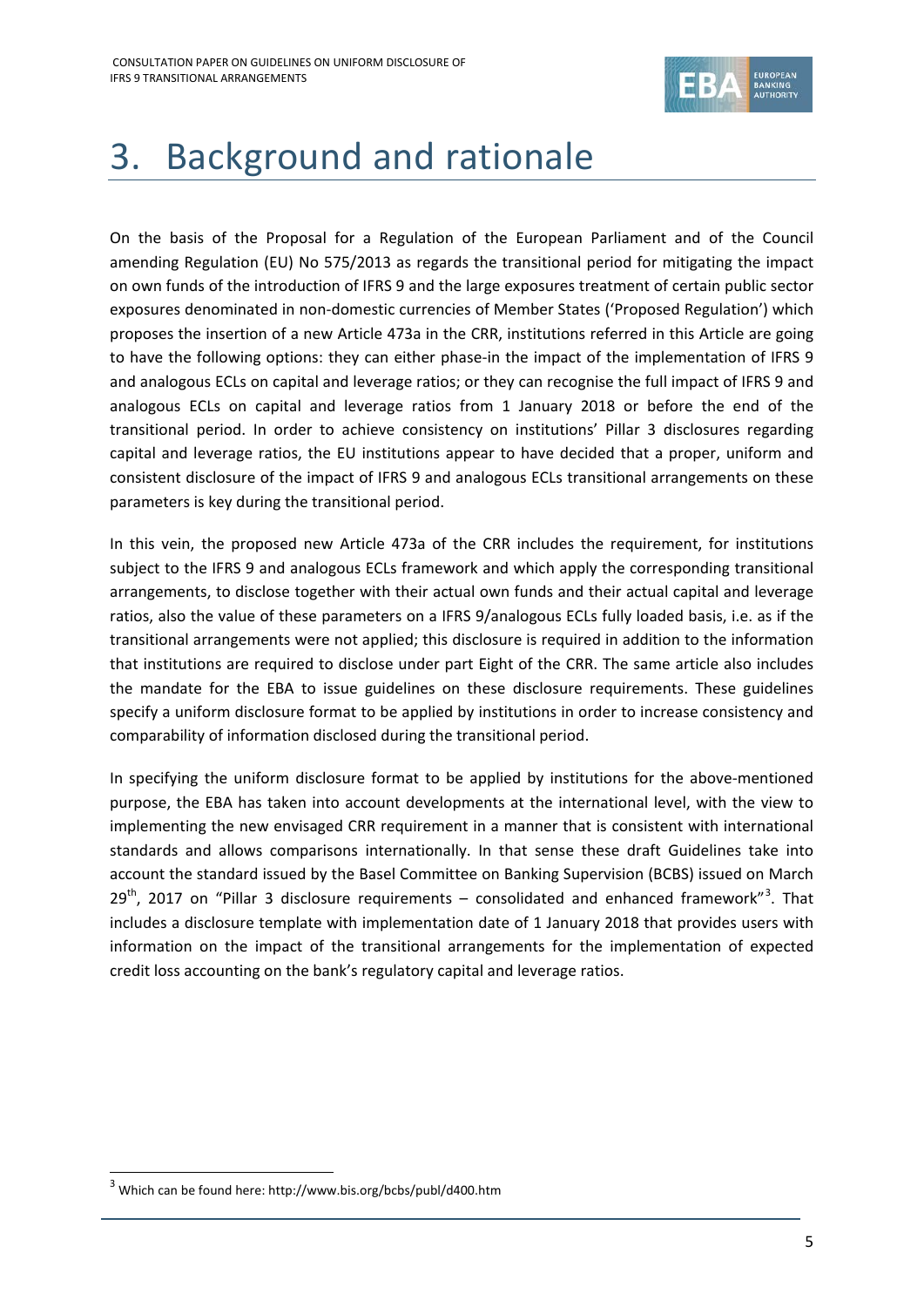# 3. Background and rationale

On the basis of the Proposal for a Regulation of the European Parliament and of the Council amending Regulation (EU) No 575/2013 as regards the transitional period for mitigating the impact on own funds of the introduction of IFRS 9 and the large exposures treatment of certain public sector exposures denominated in non-domestic currencies of Member States ('Proposed Regulation') which proposes the insertion of a new Article 473a in the CRR, institutions referred in this Article are going to have the following options: they can either phase-in the impact of the implementation of IFRS 9 and analogous ECLs on capital and leverage ratios; or they can recognise the full impact of IFRS 9 and analogous ECLs on capital and leverage ratios from 1 January 2018 or before the end of the transitional period. In order to achieve consistency on institutions' Pillar 3 disclosures regarding capital and leverage ratios, the EU institutions appear to have decided that a proper, uniform and consistent disclosure of the impact of IFRS 9 and analogous ECLs transitional arrangements on these parameters is key during the transitional period.

In this vein, the proposed new Article 473a of the CRR includes the requirement, for institutions subject to the IFRS 9 and analogous ECLs framework and which apply the corresponding transitional arrangements, to disclose together with their actual own funds and their actual capital and leverage ratios, also the value of these parameters on a IFRS 9/analogous ECLs fully loaded basis, i.e. as if the transitional arrangements were not applied; this disclosure is required in addition to the information that institutions are required to disclose under part Eight of the CRR. The same article also includes the mandate for the EBA to issue guidelines on these disclosure requirements. These guidelines specify a uniform disclosure format to be applied by institutions in order to increase consistency and comparability of information disclosed during the transitional period.

In specifying the uniform disclosure format to be applied by institutions for the above-mentioned purpose, the EBA has taken into account developments at the international level, with the view to implementing the new envisaged CRR requirement in a manner that is consistent with international standards and allows comparisons internationally. In that sense these draft Guidelines take into account the standard issued by the Basel Committee on Banking Supervision (BCBS) issued on March 29th, 2017 on "Pillar 3 disclosure requirements – consolidated and enhanced framework"[3]. That includes a disclosure template with implementation date of 1 January 2018 that provides users with information on the impact of the transitional arrangements for the implementation of expected credit loss accounting on the bank's regulatory capital and leverage ratios.

---

[3] Which can be found here: http://www.bis.org/bcbs/publ/d400.htm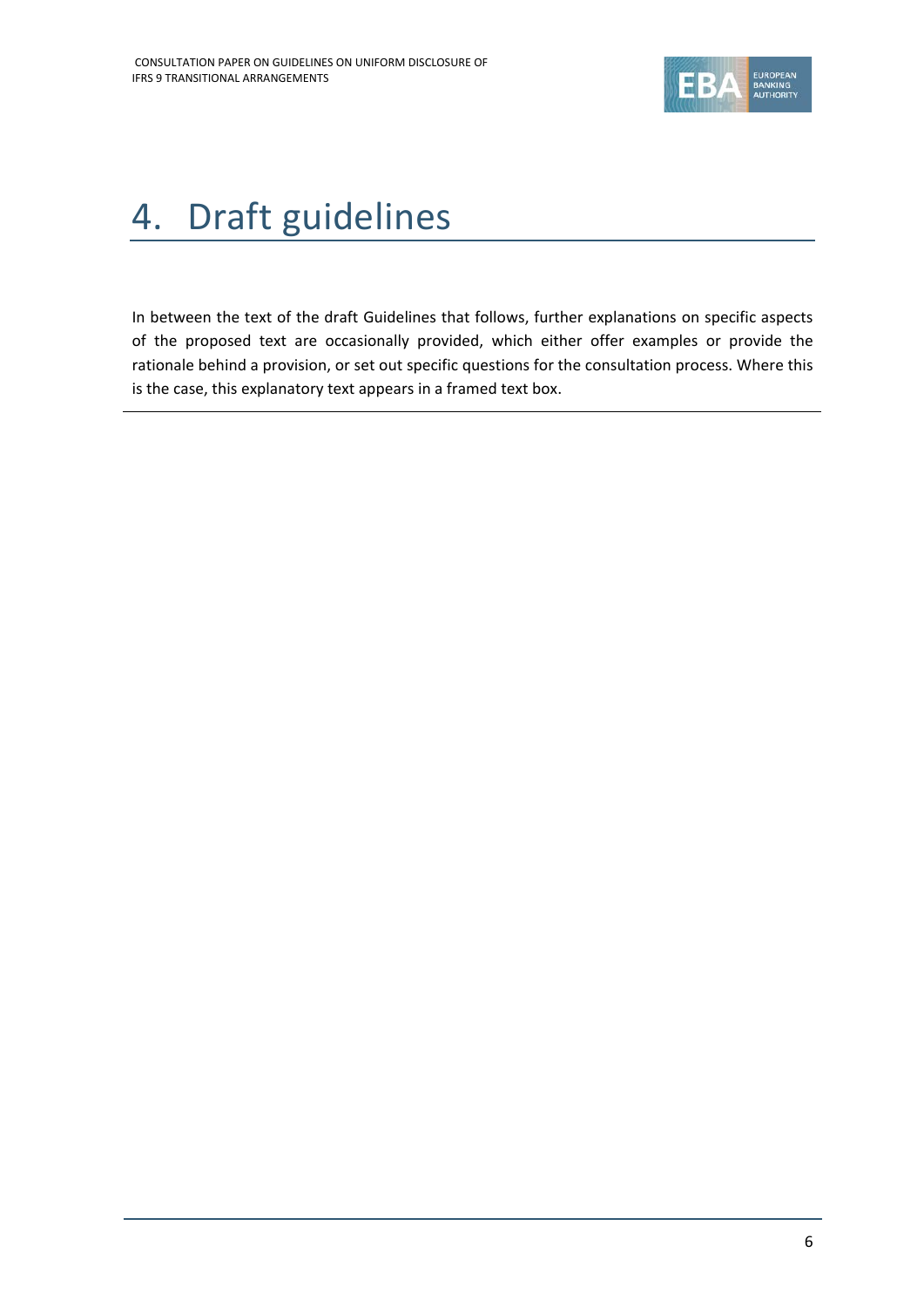# 4. Draft guidelines

In between the text of the draft Guidelines that follows, further explanations on specific aspects of the proposed text are occasionally provided, which either offer examples or provide the rationale behind a provision, or set out specific questions for the consultation process. Where this is the case, this explanatory text appears in a framed text box.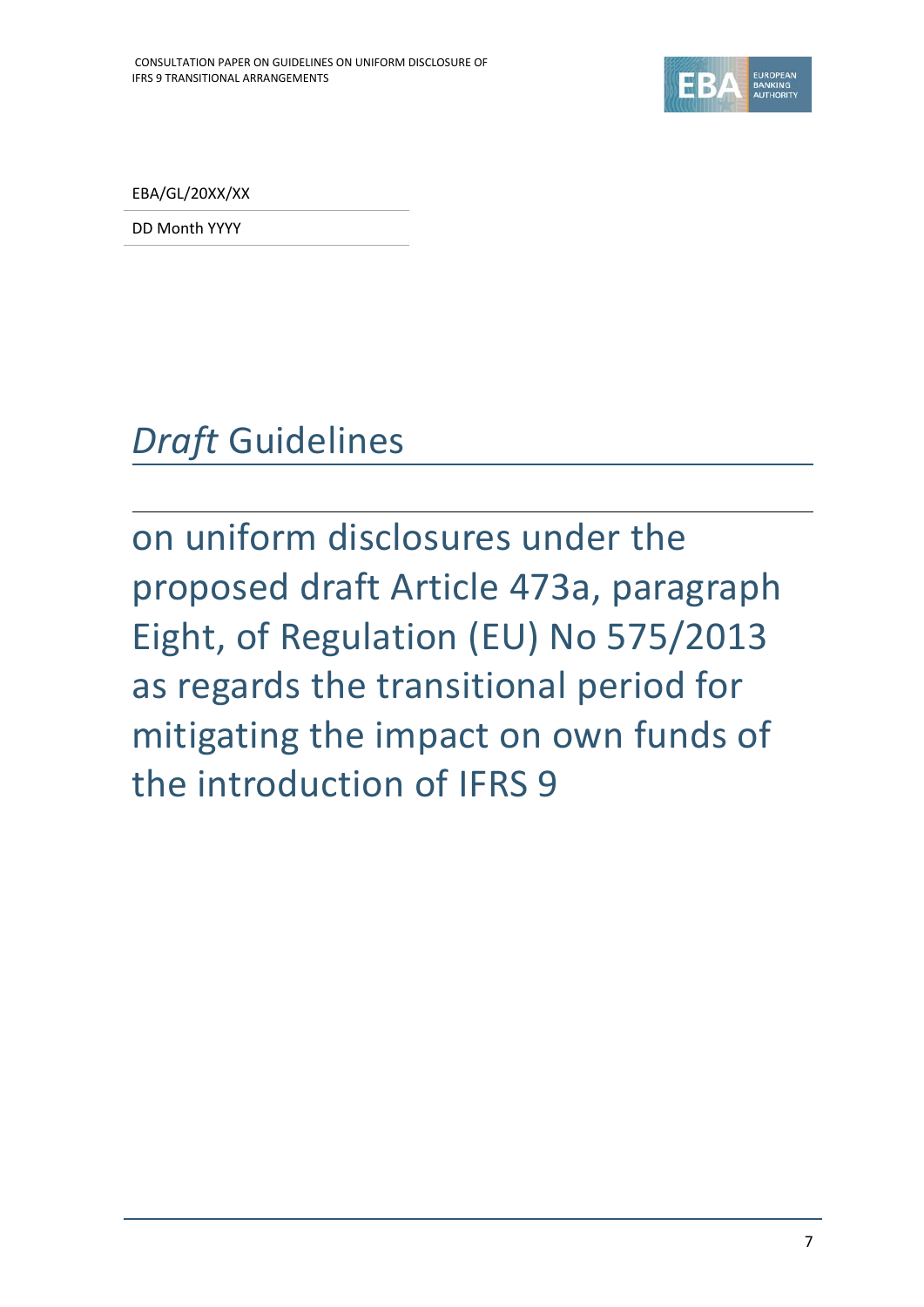EBA/GL/20XX/XX

DD Month YYYY

# *Draft* Guidelines

## on uniform disclosures under the proposed draft Article 473a, paragraph Eight, of Regulation (EU) No 575/2013 as regards the transitional period for mitigating the impact on own funds of the introduction of IFRS 9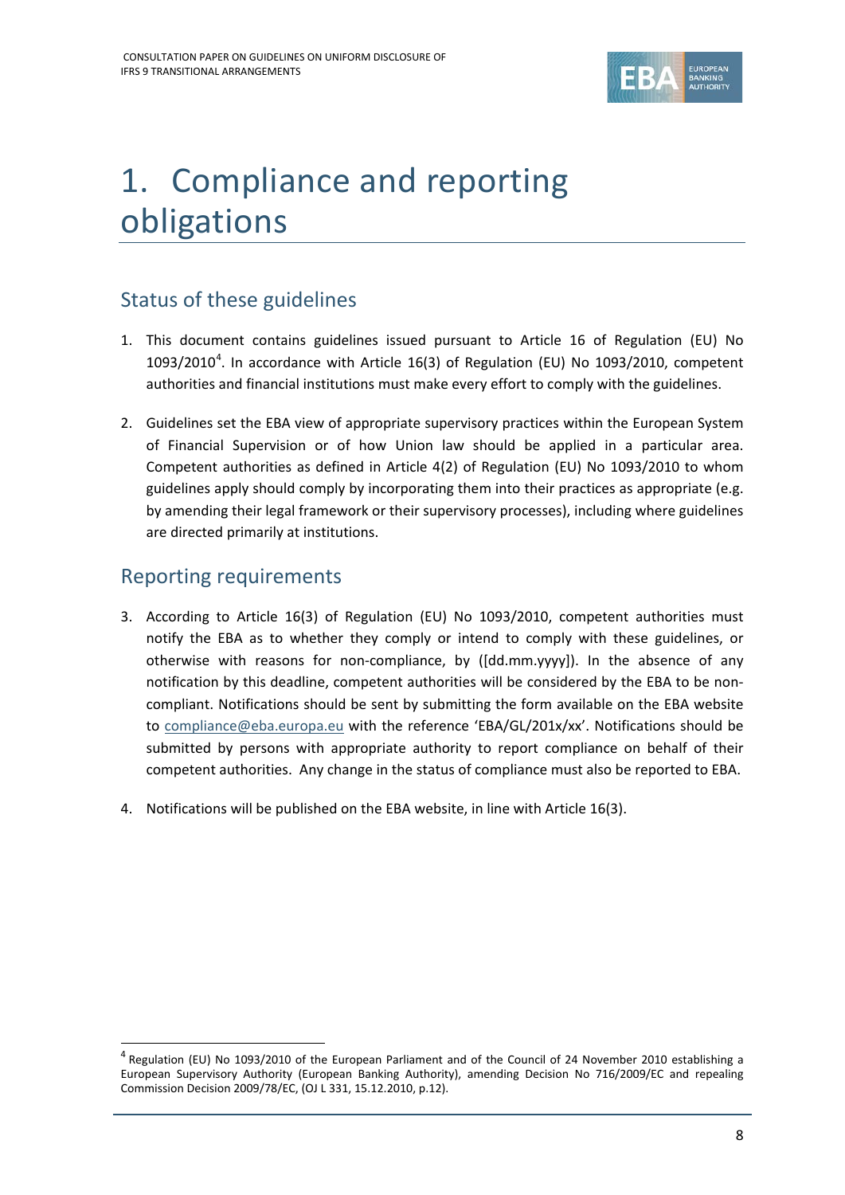# 1. Compliance and reporting obligations

## Status of these guidelines

1. This document contains guidelines issued pursuant to Article 16 of Regulation (EU) No 1093/2010[4]. In accordance with Article 16(3) of Regulation (EU) No 1093/2010, competent authorities and financial institutions must make every effort to comply with the guidelines.

2. Guidelines set the EBA view of appropriate supervisory practices within the European System of Financial Supervision or of how Union law should be applied in a particular area. Competent authorities as defined in Article 4(2) of Regulation (EU) No 1093/2010 to whom guidelines apply should comply by incorporating them into their practices as appropriate (e.g. by amending their legal framework or their supervisory processes), including where guidelines are directed primarily at institutions.

## Reporting requirements

3. According to Article 16(3) of Regulation (EU) No 1093/2010, competent authorities must notify the EBA as to whether they comply or intend to comply with these guidelines, or otherwise with reasons for non-compliance, by ([dd.mm.yyyy]). In the absence of any notification by this deadline, competent authorities will be considered by the EBA to be non-compliant. Notifications should be sent by submitting the form available on the EBA website to compliance@eba.europa.eu with the reference 'EBA/GL/201x/xx'. Notifications should be submitted by persons with appropriate authority to report compliance on behalf of their competent authorities. Any change in the status of compliance must also be reported to EBA.

4. Notifications will be published on the EBA website, in line with Article 16(3).

---

[4] Regulation (EU) No 1093/2010 of the European Parliament and of the Council of 24 November 2010 establishing a European Supervisory Authority (European Banking Authority), amending Decision No 716/2009/EC and repealing Commission Decision 2009/78/EC, (OJ L 331, 15.12.2010, p.12).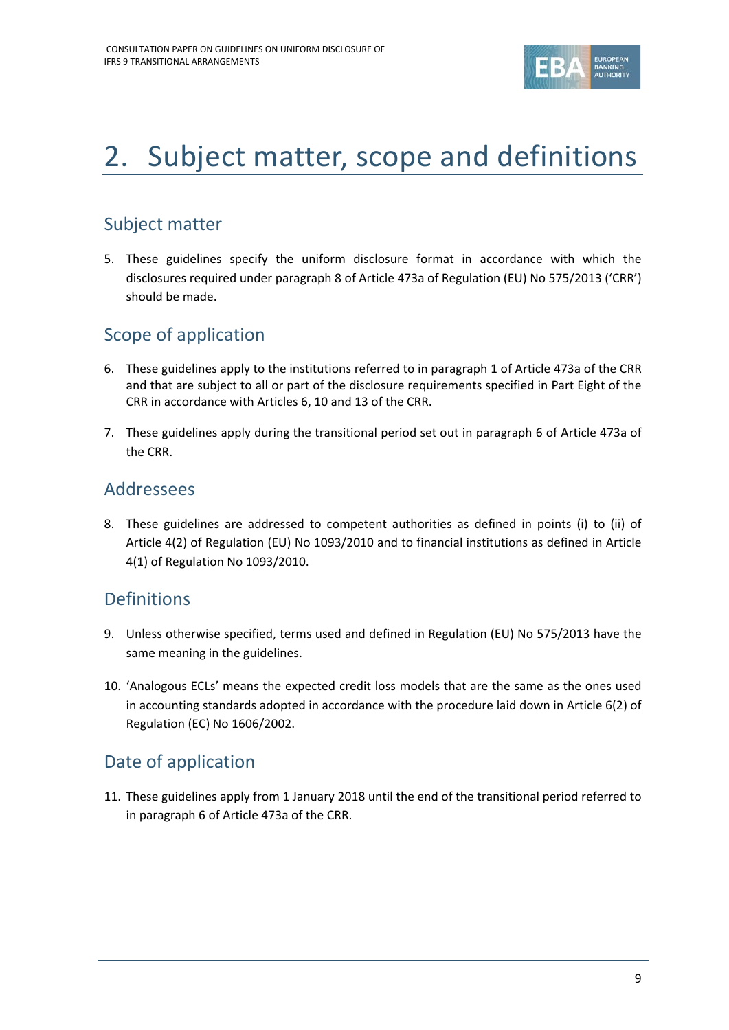# 2. Subject matter, scope and definitions

## Subject matter

5. These guidelines specify the uniform disclosure format in accordance with which the disclosures required under paragraph 8 of Article 473a of Regulation (EU) No 575/2013 ('CRR') should be made.

## Scope of application

6. These guidelines apply to the institutions referred to in paragraph 1 of Article 473a of the CRR and that are subject to all or part of the disclosure requirements specified in Part Eight of the CRR in accordance with Articles 6, 10 and 13 of the CRR.

7. These guidelines apply during the transitional period set out in paragraph 6 of Article 473a of the CRR.

## Addressees

8. These guidelines are addressed to competent authorities as defined in points (i) to (ii) of Article 4(2) of Regulation (EU) No 1093/2010 and to financial institutions as defined in Article 4(1) of Regulation No 1093/2010.

## Definitions

9. Unless otherwise specified, terms used and defined in Regulation (EU) No 575/2013 have the same meaning in the guidelines.

10. 'Analogous ECLs' means the expected credit loss models that are the same as the ones used in accounting standards adopted in accordance with the procedure laid down in Article 6(2) of Regulation (EC) No 1606/2002.

## Date of application

11. These guidelines apply from 1 January 2018 until the end of the transitional period referred to in paragraph 6 of Article 473a of the CRR.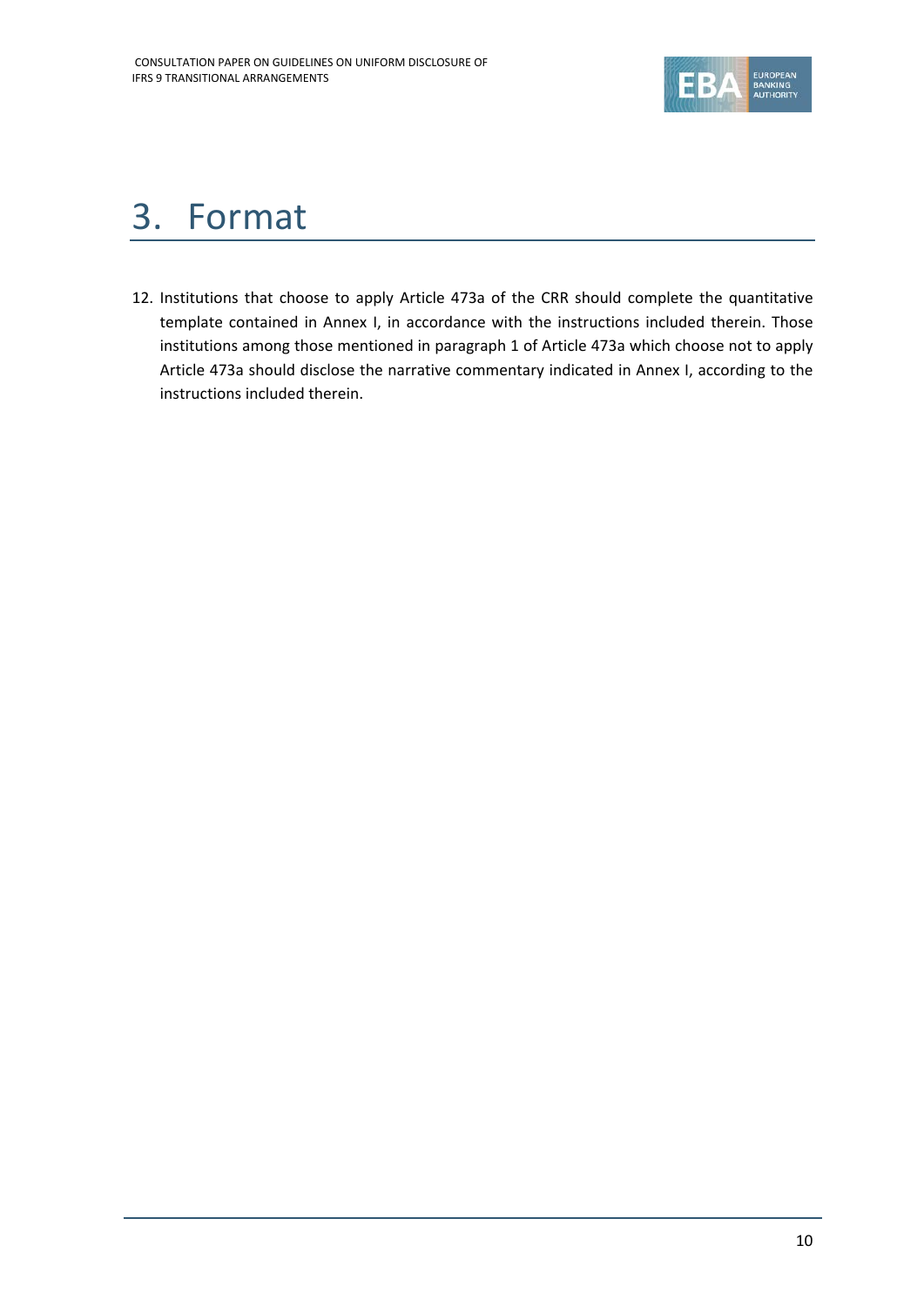# 3. Format

12. Institutions that choose to apply Article 473a of the CRR should complete the quantitative template contained in Annex I, in accordance with the instructions included therein. Those institutions among those mentioned in paragraph 1 of Article 473a which choose not to apply Article 473a should disclose the narrative commentary indicated in Annex I, according to the instructions included therein.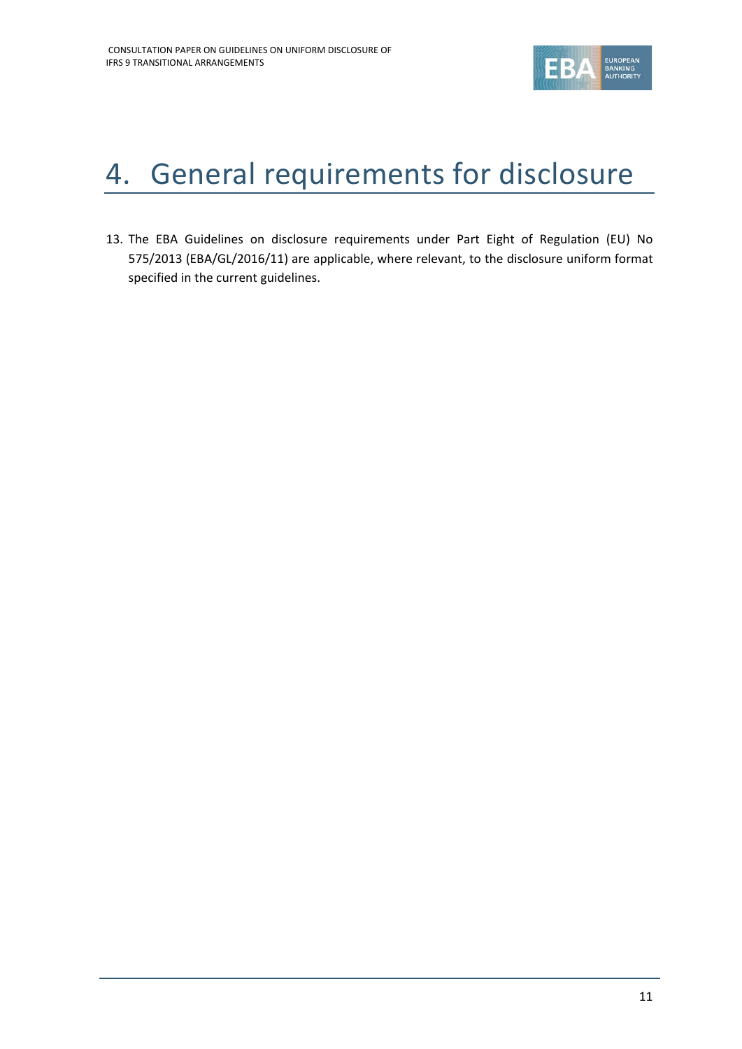# 4. General requirements for disclosure

13. The EBA Guidelines on disclosure requirements under Part Eight of Regulation (EU) No 575/2013 (EBA/GL/2016/11) are applicable, where relevant, to the disclosure uniform format specified in the current guidelines.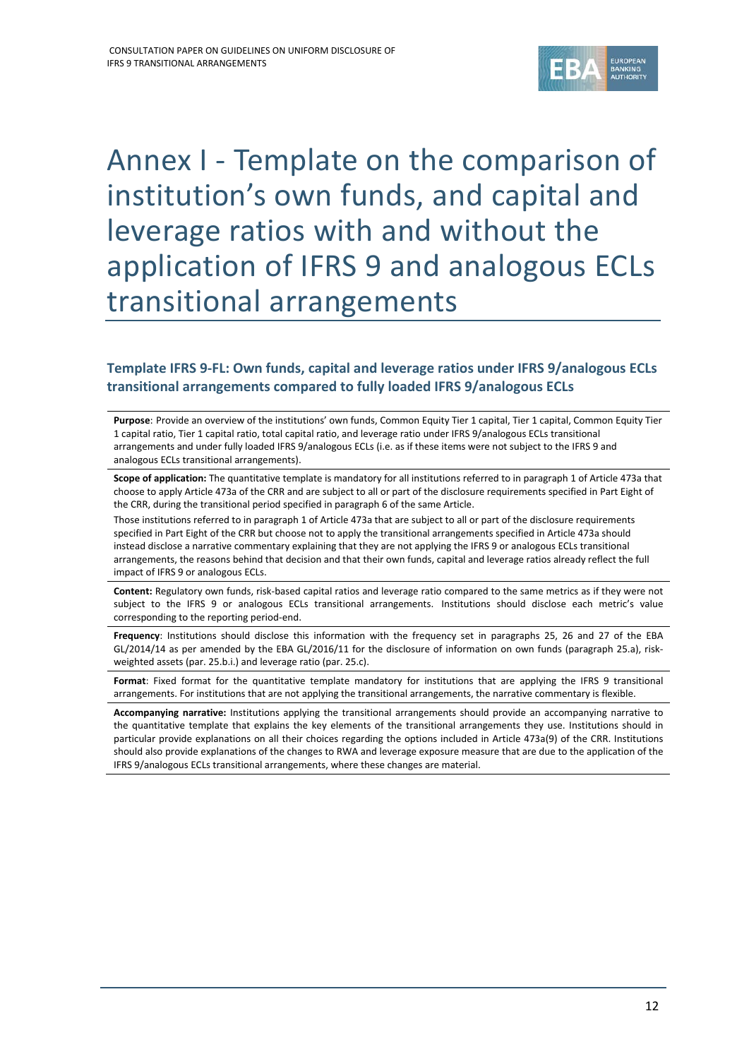# Annex I - Template on the comparison of institution's own funds, and capital and leverage ratios with and without the application of IFRS 9 and analogous ECLs transitional arrangements

### Template IFRS 9-FL: Own funds, capital and leverage ratios under IFRS 9/analogous ECLs transitional arrangements compared to fully loaded IFRS 9/analogous ECLs

**Purpose**: Provide an overview of the institutions' own funds, Common Equity Tier 1 capital, Tier 1 capital, Common Equity Tier 1 capital ratio, Tier 1 capital ratio, total capital ratio, and leverage ratio under IFRS 9/analogous ECLs transitional arrangements and under fully loaded IFRS 9/analogous ECLs (i.e. as if these items were not subject to the IFRS 9 and analogous ECLs transitional arrangements).

**Scope of application:** The quantitative template is mandatory for all institutions referred to in paragraph 1 of Article 473a that choose to apply Article 473a of the CRR and are subject to all or part of the disclosure requirements specified in Part Eight of the CRR, during the transitional period specified in paragraph 6 of the same Article.

Those institutions referred to in paragraph 1 of Article 473a that are subject to all or part of the disclosure requirements specified in Part Eight of the CRR but choose not to apply the transitional arrangements specified in Article 473a should instead disclose a narrative commentary explaining that they are not applying the IFRS 9 or analogous ECLs transitional arrangements, the reasons behind that decision and that their own funds, capital and leverage ratios already reflect the full impact of IFRS 9 or analogous ECLs.

**Content:** Regulatory own funds, risk-based capital ratios and leverage ratio compared to the same metrics as if they were not subject to the IFRS 9 or analogous ECLs transitional arrangements. Institutions should disclose each metric's value corresponding to the reporting period-end.

**Frequency**: Institutions should disclose this information with the frequency set in paragraphs 25, 26 and 27 of the EBA GL/2014/14 as per amended by the EBA GL/2016/11 for the disclosure of information on own funds (paragraph 25.a), risk-weighted assets (par. 25.b.i.) and leverage ratio (par. 25.c).

**Format**: Fixed format for the quantitative template mandatory for institutions that are applying the IFRS 9 transitional arrangements. For institutions that are not applying the transitional arrangements, the narrative commentary is flexible.

**Accompanying narrative:** Institutions applying the transitional arrangements should provide an accompanying narrative to the quantitative template that explains the key elements of the transitional arrangements they use. Institutions should in particular provide explanations on all their choices regarding the options included in Article 473a(9) of the CRR. Institutions should also provide explanations of the changes to RWA and leverage exposure measure that are due to the application of the IFRS 9/analogous ECLs transitional arrangements, where these changes are material.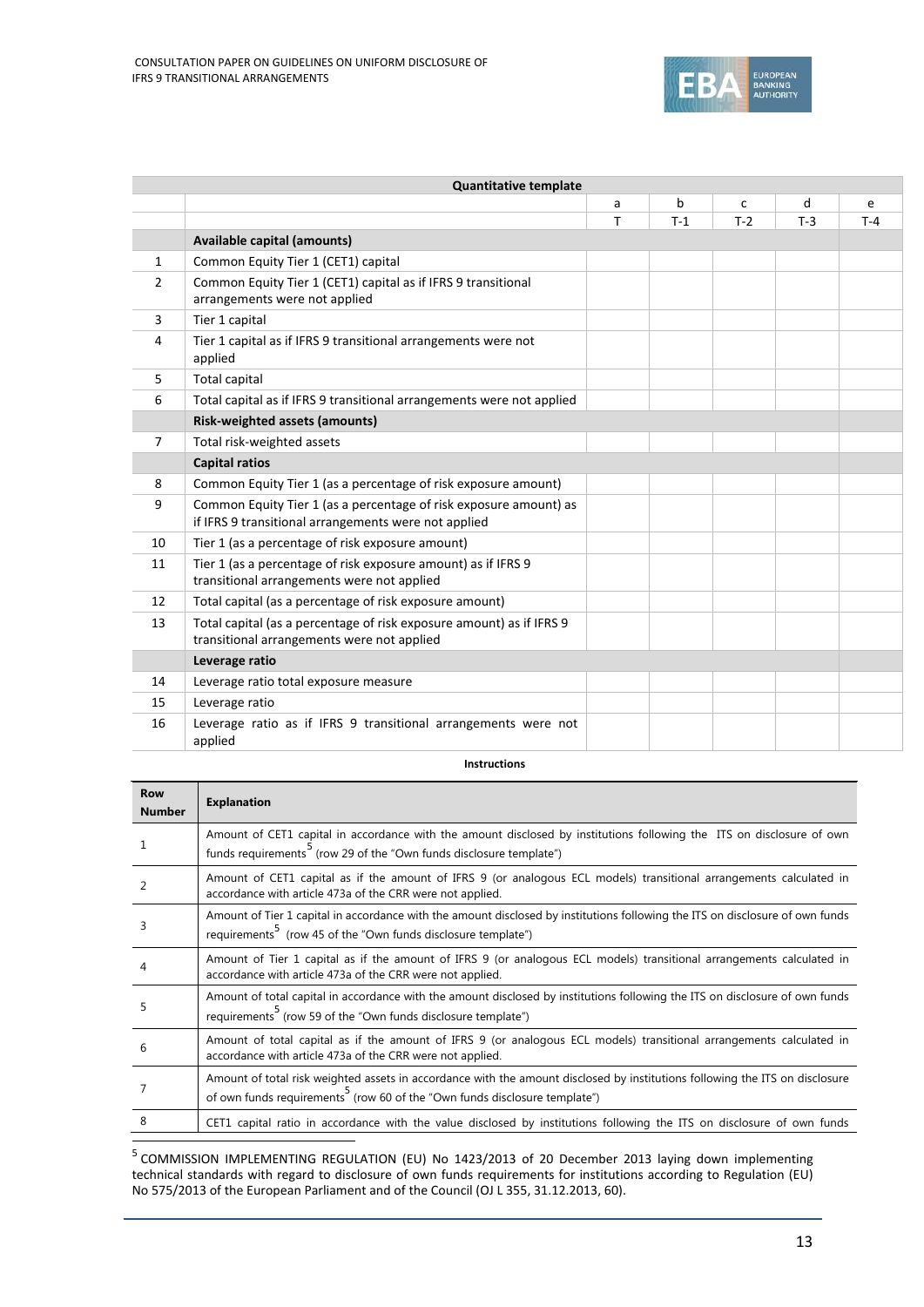| Quantitative template | | | | | | |
|---|---|---|---|---|---|---|
| | | a | b | c | d | e |
| | | T | T-1 | T-2 | T-3 | T-4 |
| | **Available capital (amounts)** | | | | | |
| 1 | Common Equity Tier 1 (CET1) capital | | | | | |
| 2 | Common Equity Tier 1 (CET1) capital as if IFRS 9 transitional arrangements were not applied | | | | | |
| 3 | Tier 1 capital | | | | | |
| 4 | Tier 1 capital as if IFRS 9 transitional arrangements were not applied | | | | | |
| 5 | Total capital | | | | | |
| 6 | Total capital as if IFRS 9 transitional arrangements were not applied | | | | | |
| | **Risk-weighted assets (amounts)** | | | | | |
| 7 | Total risk-weighted assets | | | | | |
| | **Capital ratios** | | | | | |
| 8 | Common Equity Tier 1 (as a percentage of risk exposure amount) | | | | | |
| 9 | Common Equity Tier 1 (as a percentage of risk exposure amount) as if IFRS 9 transitional arrangements were not applied | | | | | |
| 10 | Tier 1 (as a percentage of risk exposure amount) | | | | | |
| 11 | Tier 1 (as a percentage of risk exposure amount) as if IFRS 9 transitional arrangements were not applied | | | | | |
| 12 | Total capital (as a percentage of risk exposure amount) | | | | | |
| 13 | Total capital (as a percentage of risk exposure amount) as if IFRS 9 transitional arrangements were not applied | | | | | |
| | **Leverage ratio** | | | | | |
| 14 | Leverage ratio total exposure measure | | | | | |
| 15 | Leverage ratio | | | | | |
| 16 | Leverage ratio as if IFRS 9 transitional arrangements were not applied | | | | | |

**Instructions**

| Row Number | Explanation |
|---|---|
| 1 | Amount of CET1 capital in accordance with the amount disclosed by institutions following the ITS on disclosure of own funds requirements[5] (row 29 of the "Own funds disclosure template") |
| 2 | Amount of CET1 capital as if the amount of IFRS 9 (or analogous ECL models) transitional arrangements calculated in accordance with article 473a of the CRR were not applied. |
| 3 | Amount of Tier 1 capital in accordance with the amount disclosed by institutions following the ITS on disclosure of own funds requirements[5] (row 45 of the "Own funds disclosure template") |
| 4 | Amount of Tier 1 capital as if the amount of IFRS 9 (or analogous ECL models) transitional arrangements calculated in accordance with article 473a of the CRR were not applied. |
| 5 | Amount of total capital in accordance with the amount disclosed by institutions following the ITS on disclosure of own funds requirements[5] (row 59 of the "Own funds disclosure template") |
| 6 | Amount of total capital as if the amount of IFRS 9 (or analogous ECL models) transitional arrangements calculated in accordance with article 473a of the CRR were not applied. |
| 7 | Amount of total risk weighted assets in accordance with the amount disclosed by institutions following the ITS on disclosure of own funds requirements[5] (row 60 of the "Own funds disclosure template") |
| 8 | CET1 capital ratio in accordance with the value disclosed by institutions following the ITS on disclosure of own funds |

[5] COMMISSION IMPLEMENTING REGULATION (EU) No 1423/2013 of 20 December 2013 laying down implementing technical standards with regard to disclosure of own funds requirements for institutions according to Regulation (EU) No 575/2013 of the European Parliament and of the Council (OJ L 355, 31.12.2013, 60).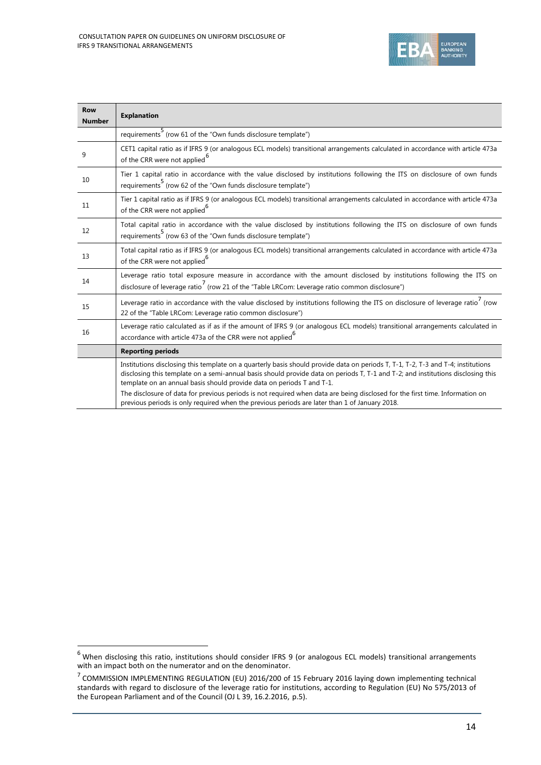| Row Number | Explanation |
|---|---|
| | requirements[5] (row 61 of the "Own funds disclosure template") |
| 9 | CET1 capital ratio as if IFRS 9 (or analogous ECL models) transitional arrangements calculated in accordance with article 473a of the CRR were not applied[6] |
| 10 | Tier 1 capital ratio in accordance with the value disclosed by institutions following the ITS on disclosure of own funds requirements[5] (row 62 of the "Own funds disclosure template") |
| 11 | Tier 1 capital ratio as if IFRS 9 (or analogous ECL models) transitional arrangements calculated in accordance with article 473a of the CRR were not applied[6] |
| 12 | Total capital ratio in accordance with the value disclosed by institutions following the ITS on disclosure of own funds requirements[5] (row 63 of the "Own funds disclosure template") |
| 13 | Total capital ratio as if IFRS 9 (or analogous ECL models) transitional arrangements calculated in accordance with article 473a of the CRR were not applied[6] |
| 14 | Leverage ratio total exposure measure in accordance with the amount disclosed by institutions following the ITS on disclosure of leverage ratio[7] (row 21 of the "Table LRCom: Leverage ratio common disclosure") |
| 15 | Leverage ratio in accordance with the value disclosed by institutions following the ITS on disclosure of leverage ratio[7] (row 22 of the "Table LRCom: Leverage ratio common disclosure") |
| 16 | Leverage ratio calculated as if as if the amount of IFRS 9 (or analogous ECL models) transitional arrangements calculated in accordance with article 473a of the CRR were not applied[6] |
| | **Reporting periods** |
| | Institutions disclosing this template on a quarterly basis should provide data on periods T, T-1, T-2, T-3 and T-4; institutions disclosing this template on a semi-annual basis should provide data on periods T, T-1 and T-2; and institutions disclosing this template on an annual basis should provide data on periods T and T-1. The disclosure of data for previous periods is not required when data are being disclosed for the first time. Information on previous periods is only required when the previous periods are later than 1 of January 2018. |

[6] When disclosing this ratio, institutions should consider IFRS 9 (or analogous ECL models) transitional arrangements with an impact both on the numerator and on the denominator.

[7] COMMISSION IMPLEMENTING REGULATION (EU) 2016/200 of 15 February 2016 laying down implementing technical standards with regard to disclosure of the leverage ratio for institutions, according to Regulation (EU) No 575/2013 of the European Parliament and of the Council (OJ L 39, 16.2.2016, p.5).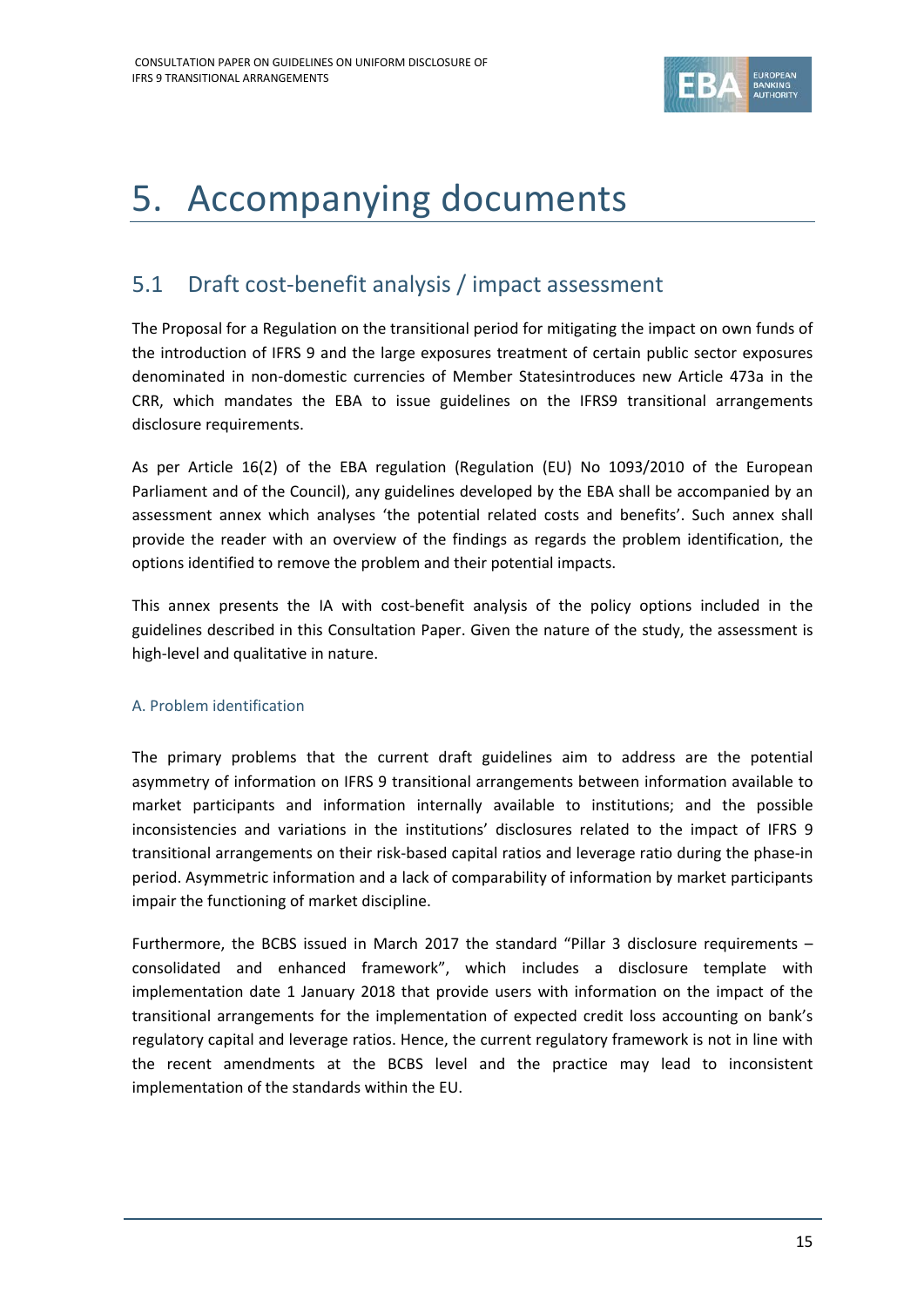# 5. Accompanying documents

## 5.1 Draft cost-benefit analysis / impact assessment

The Proposal for a Regulation on the transitional period for mitigating the impact on own funds of the introduction of IFRS 9 and the large exposures treatment of certain public sector exposures denominated in non-domestic currencies of Member Statesintroduces new Article 473a in the CRR, which mandates the EBA to issue guidelines on the IFRS9 transitional arrangements disclosure requirements.

As per Article 16(2) of the EBA regulation (Regulation (EU) No 1093/2010 of the European Parliament and of the Council), any guidelines developed by the EBA shall be accompanied by an assessment annex which analyses 'the potential related costs and benefits'. Such annex shall provide the reader with an overview of the findings as regards the problem identification, the options identified to remove the problem and their potential impacts.

This annex presents the IA with cost-benefit analysis of the policy options included in the guidelines described in this Consultation Paper. Given the nature of the study, the assessment is high-level and qualitative in nature.

### A. Problem identification

The primary problems that the current draft guidelines aim to address are the potential asymmetry of information on IFRS 9 transitional arrangements between information available to market participants and information internally available to institutions; and the possible inconsistencies and variations in the institutions' disclosures related to the impact of IFRS 9 transitional arrangements on their risk-based capital ratios and leverage ratio during the phase-in period. Asymmetric information and a lack of comparability of information by market participants impair the functioning of market discipline.

Furthermore, the BCBS issued in March 2017 the standard "Pillar 3 disclosure requirements – consolidated and enhanced framework", which includes a disclosure template with implementation date 1 January 2018 that provide users with information on the impact of the transitional arrangements for the implementation of expected credit loss accounting on bank's regulatory capital and leverage ratios. Hence, the current regulatory framework is not in line with the recent amendments at the BCBS level and the practice may lead to inconsistent implementation of the standards within the EU.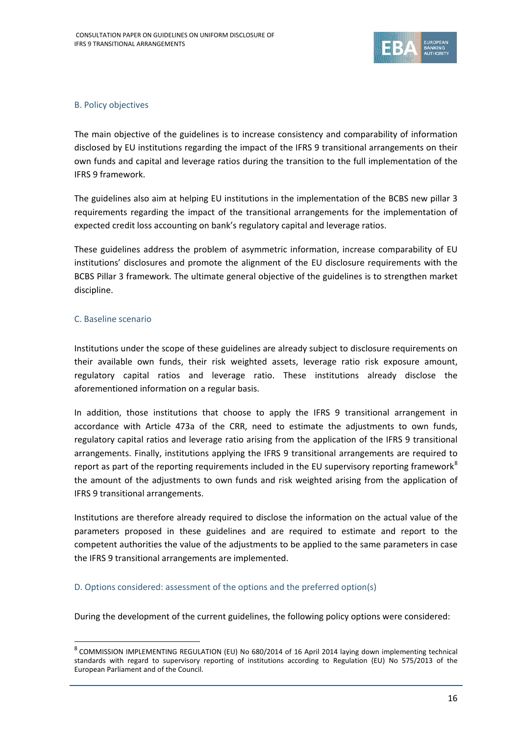### B. Policy objectives

The main objective of the guidelines is to increase consistency and comparability of information disclosed by EU institutions regarding the impact of the IFRS 9 transitional arrangements on their own funds and capital and leverage ratios during the transition to the full implementation of the IFRS 9 framework.

The guidelines also aim at helping EU institutions in the implementation of the BCBS new pillar 3 requirements regarding the impact of the transitional arrangements for the implementation of expected credit loss accounting on bank's regulatory capital and leverage ratios.

These guidelines address the problem of asymmetric information, increase comparability of EU institutions' disclosures and promote the alignment of the EU disclosure requirements with the BCBS Pillar 3 framework. The ultimate general objective of the guidelines is to strengthen market discipline.

### C. Baseline scenario

Institutions under the scope of these guidelines are already subject to disclosure requirements on their available own funds, their risk weighted assets, leverage ratio risk exposure amount, regulatory capital ratios and leverage ratio. These institutions already disclose the aforementioned information on a regular basis.

In addition, those institutions that choose to apply the IFRS 9 transitional arrangement in accordance with Article 473a of the CRR, need to estimate the adjustments to own funds, regulatory capital ratios and leverage ratio arising from the application of the IFRS 9 transitional arrangements. Finally, institutions applying the IFRS 9 transitional arrangements are required to report as part of the reporting requirements included in the EU supervisory reporting framework[8] the amount of the adjustments to own funds and risk weighted arising from the application of IFRS 9 transitional arrangements.

Institutions are therefore already required to disclose the information on the actual value of the parameters proposed in these guidelines and are required to estimate and report to the competent authorities the value of the adjustments to be applied to the same parameters in case the IFRS 9 transitional arrangements are implemented.

### D. Options considered: assessment of the options and the preferred option(s)

During the development of the current guidelines, the following policy options were considered:

---

[8] COMMISSION IMPLEMENTING REGULATION (EU) No 680/2014 of 16 April 2014 laying down implementing technical standards with regard to supervisory reporting of institutions according to Regulation (EU) No 575/2013 of the European Parliament and of the Council.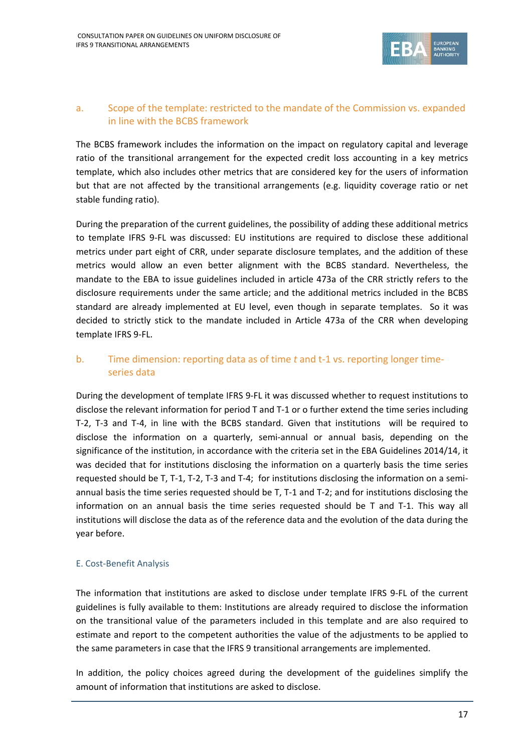### a. Scope of the template: restricted to the mandate of the Commission vs. expanded in line with the BCBS framework

The BCBS framework includes the information on the impact on regulatory capital and leverage ratio of the transitional arrangement for the expected credit loss accounting in a key metrics template, which also includes other metrics that are considered key for the users of information but that are not affected by the transitional arrangements (e.g. liquidity coverage ratio or net stable funding ratio).

During the preparation of the current guidelines, the possibility of adding these additional metrics to template IFRS 9-FL was discussed: EU institutions are required to disclose these additional metrics under part eight of CRR, under separate disclosure templates, and the addition of these metrics would allow an even better alignment with the BCBS standard. Nevertheless, the mandate to the EBA to issue guidelines included in article 473a of the CRR strictly refers to the disclosure requirements under the same article; and the additional metrics included in the BCBS standard are already implemented at EU level, even though in separate templates. So it was decided to strictly stick to the mandate included in Article 473a of the CRR when developing template IFRS 9-FL.

### b. Time dimension: reporting data as of time *t* and t-1 vs. reporting longer time-series data

During the development of template IFRS 9-FL it was discussed whether to request institutions to disclose the relevant information for period T and T-1 or o further extend the time series including T-2, T-3 and T-4, in line with the BCBS standard. Given that institutions will be required to disclose the information on a quarterly, semi-annual or annual basis, depending on the significance of the institution, in accordance with the criteria set in the EBA Guidelines 2014/14, it was decided that for institutions disclosing the information on a quarterly basis the time series requested should be T, T-1, T-2, T-3 and T-4; for institutions disclosing the information on a semi-annual basis the time series requested should be T, T-1 and T-2; and for institutions disclosing the information on an annual basis the time series requested should be T and T-1. This way all institutions will disclose the data as of the reference data and the evolution of the data during the year before.

## E. Cost-Benefit Analysis

The information that institutions are asked to disclose under template IFRS 9-FL of the current guidelines is fully available to them: Institutions are already required to disclose the information on the transitional value of the parameters included in this template and are also required to estimate and report to the competent authorities the value of the adjustments to be applied to the same parameters in case that the IFRS 9 transitional arrangements are implemented.

In addition, the policy choices agreed during the development of the guidelines simplify the amount of information that institutions are asked to disclose.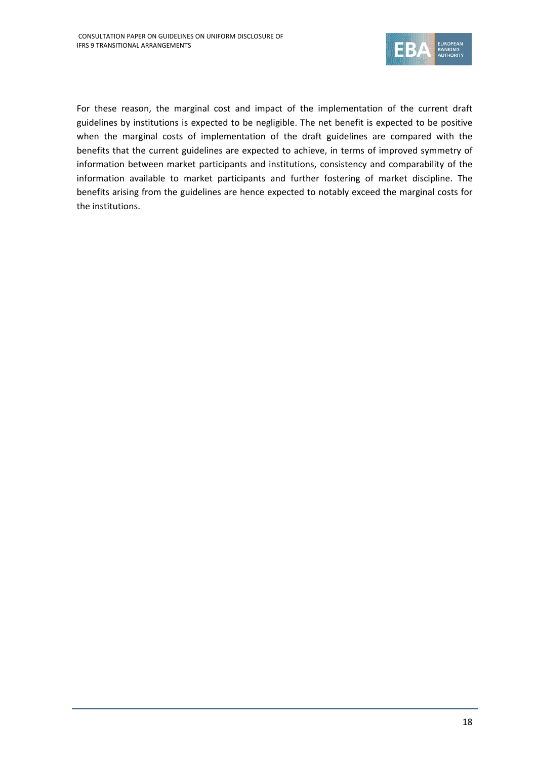For these reason, the marginal cost and impact of the implementation of the current draft guidelines by institutions is expected to be negligible. The net benefit is expected to be positive when the marginal costs of implementation of the draft guidelines are compared with the benefits that the current guidelines are expected to achieve, in terms of improved symmetry of information between market participants and institutions, consistency and comparability of the information available to market participants and further fostering of market discipline. The benefits arising from the guidelines are hence expected to notably exceed the marginal costs for the institutions.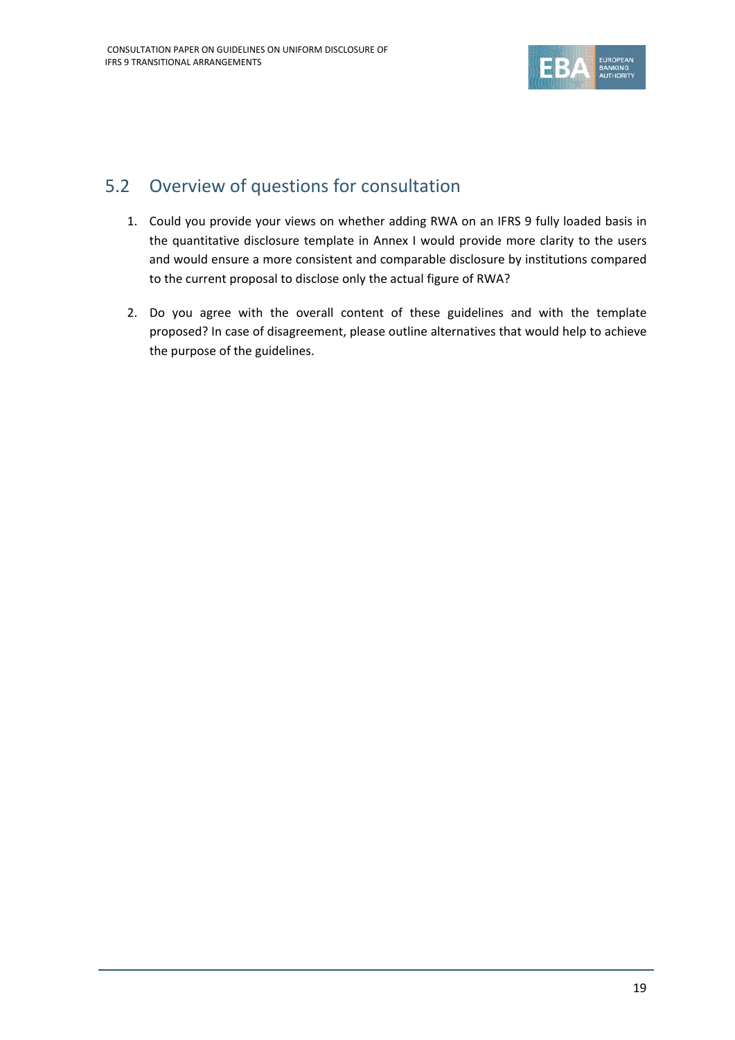## 5.2 Overview of questions for consultation

1. Could you provide your views on whether adding RWA on an IFRS 9 fully loaded basis in the quantitative disclosure template in Annex I would provide more clarity to the users and would ensure a more consistent and comparable disclosure by institutions compared to the current proposal to disclose only the actual figure of RWA?

2. Do you agree with the overall content of these guidelines and with the template proposed? In case of disagreement, please outline alternatives that would help to achieve the purpose of the guidelines.